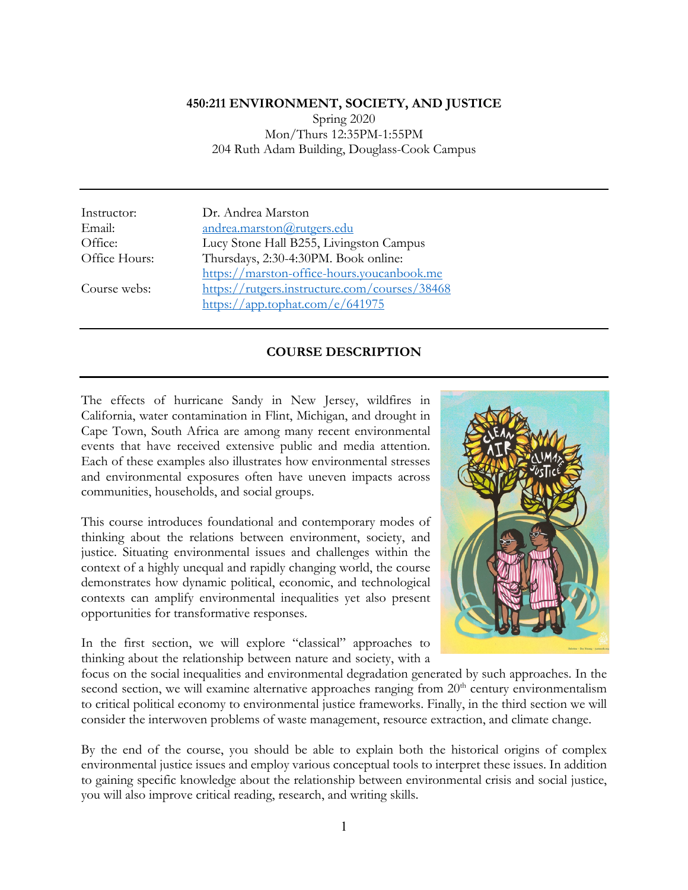# 450:211 ENVIRONMENT, SOCIETY, AND JUSTICE

Spring 2020
Mon/Thurs 12:35PM-1:55PM
204 Ruth Adam Building, Douglass-Cook Campus

---

| | |
|---|---|
| Instructor: | Dr. Andrea Marston |
| Email: | andrea.marston@rutgers.edu |
| Office: | Lucy Stone Hall B255, Livingston Campus |
| Office Hours: | Thursdays, 2:30-4:30PM. Book online: https://marston-office-hours.youcanbook.me |
| Course webs: | https://rutgers.instructure.com/courses/38468 https://app.tophat.com/e/641975 |

---

## COURSE DESCRIPTION

---

The effects of hurricane Sandy in New Jersey, wildfires in California, water contamination in Flint, Michigan, and drought in Cape Town, South Africa are among many recent environmental events that have received extensive public and media attention. Each of these examples also illustrates how environmental stresses and environmental exposures often have uneven impacts across communities, households, and social groups.

This course introduces foundational and contemporary modes of thinking about the relations between environment, society, and justice. Situating environmental issues and challenges within the context of a highly unequal and rapidly changing world, the course demonstrates how dynamic political, economic, and technological contexts can amplify environmental inequalities yet also present opportunities for transformative responses.

In the first section, we will explore "classical" approaches to thinking about the relationship between nature and society, with a focus on the social inequalities and environmental degradation generated by such approaches. In the second section, we will examine alternative approaches ranging from 20th century environmentalism to critical political economy to environmental justice frameworks. Finally, in the third section we will consider the interwoven problems of waste management, resource extraction, and climate change.

By the end of the course, you should be able to explain both the historical origins of complex environmental justice issues and employ various conceptual tools to interpret these issues. In addition to gaining specific knowledge about the relationship between environmental crisis and social justice, you will also improve critical reading, research, and writing skills.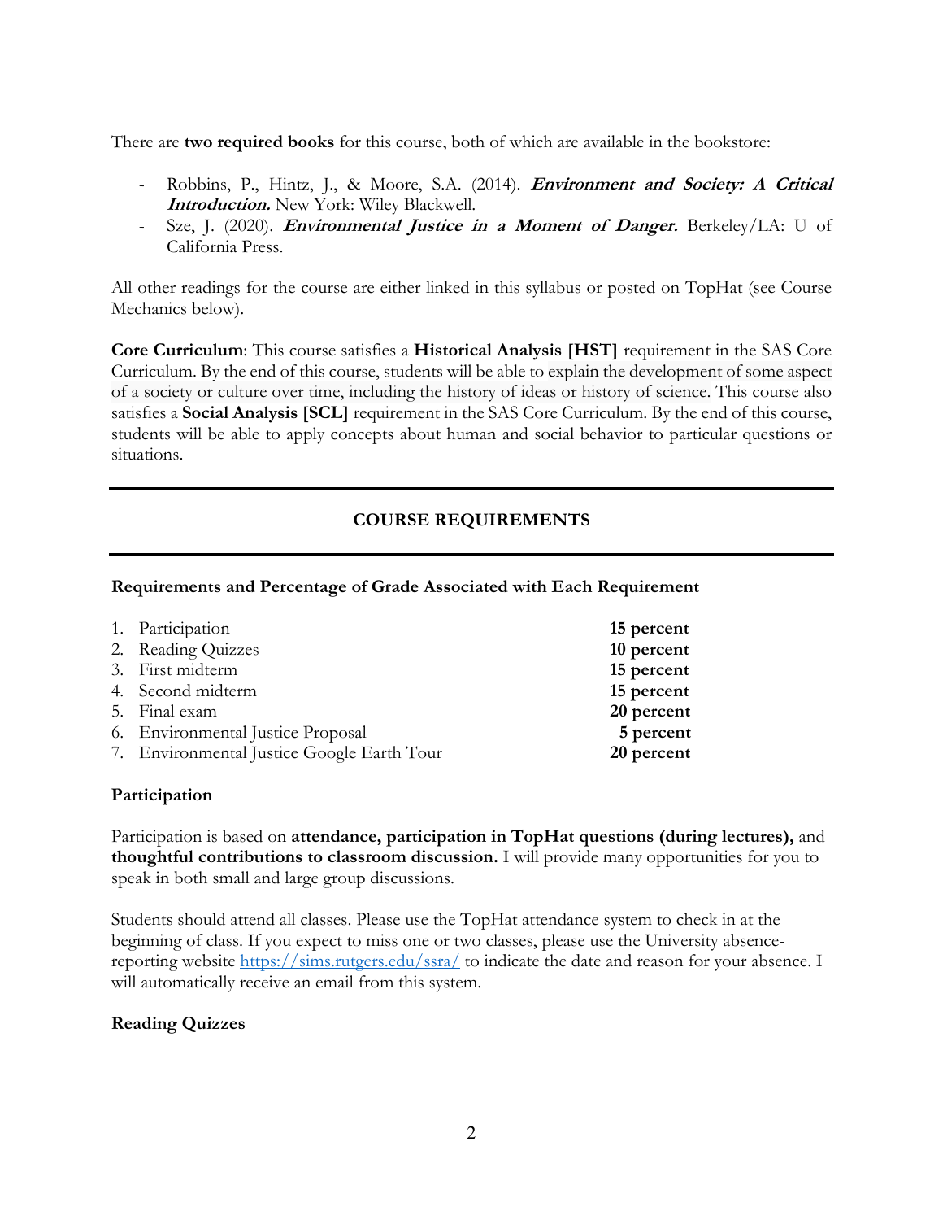There are **two required books** for this course, both of which are available in the bookstore:

- Robbins, P., Hintz, J., & Moore, S.A. (2014). ***Environment and Society: A Critical Introduction.*** New York: Wiley Blackwell.
- Sze, J. (2020). ***Environmental Justice in a Moment of Danger.*** Berkeley/LA: U of California Press.

All other readings for the course are either linked in this syllabus or posted on TopHat (see Course Mechanics below).

**Core Curriculum**: This course satisfies a **Historical Analysis [HST]** requirement in the SAS Core Curriculum. By the end of this course, students will be able to explain the development of some aspect of a society or culture over time, including the history of ideas or history of science. This course also satisfies a **Social Analysis [SCL]** requirement in the SAS Core Curriculum. By the end of this course, students will be able to apply concepts about human and social behavior to particular questions or situations.

---

## COURSE REQUIREMENTS

---

**Requirements and Percentage of Grade Associated with Each Requirement**

| Requirement | Percentage |
|---|---|
| 1. Participation | **15 percent** |
| 2. Reading Quizzes | **10 percent** |
| 3. First midterm | **15 percent** |
| 4. Second midterm | **15 percent** |
| 5. Final exam | **20 percent** |
| 6. Environmental Justice Proposal | **5 percent** |
| 7. Environmental Justice Google Earth Tour | **20 percent** |

### Participation

Participation is based on **attendance, participation in TopHat questions (during lectures),** and **thoughtful contributions to classroom discussion.** I will provide many opportunities for you to speak in both small and large group discussions.

Students should attend all classes. Please use the TopHat attendance system to check in at the beginning of class. If you expect to miss one or two classes, please use the University absence-reporting website https://sims.rutgers.edu/ssra/ to indicate the date and reason for your absence. I will automatically receive an email from this system.

### Reading Quizzes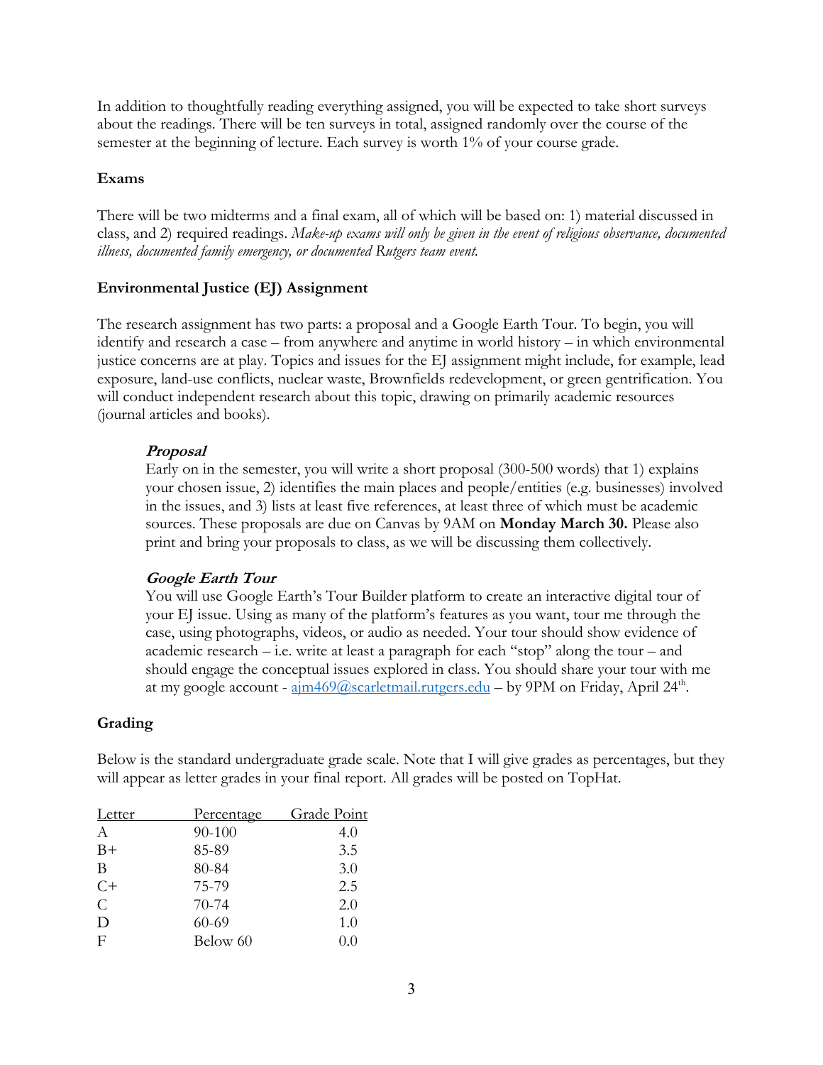In addition to thoughtfully reading everything assigned, you will be expected to take short surveys about the readings. There will be ten surveys in total, assigned randomly over the course of the semester at the beginning of lecture. Each survey is worth 1% of your course grade.

### Exams

There will be two midterms and a final exam, all of which will be based on: 1) material discussed in class, and 2) required readings. *Make-up exams will only be given in the event of religious observance, documented illness, documented family emergency, or documented Rutgers team event.*

### Environmental Justice (EJ) Assignment

The research assignment has two parts: a proposal and a Google Earth Tour. To begin, you will identify and research a case – from anywhere and anytime in world history – in which environmental justice concerns are at play. Topics and issues for the EJ assignment might include, for example, lead exposure, land-use conflicts, nuclear waste, Brownfields redevelopment, or green gentrification. You will conduct independent research about this topic, drawing on primarily academic resources (journal articles and books).

#### ***Proposal***

Early on in the semester, you will write a short proposal (300-500 words) that 1) explains your chosen issue, 2) identifies the main places and people/entities (e.g. businesses) involved in the issues, and 3) lists at least five references, at least three of which must be academic sources. These proposals are due on Canvas by 9AM on **Monday March 30.** Please also print and bring your proposals to class, as we will be discussing them collectively.

#### ***Google Earth Tour***

You will use Google Earth's Tour Builder platform to create an interactive digital tour of your EJ issue. Using as many of the platform's features as you want, tour me through the case, using photographs, videos, or audio as needed. Your tour should show evidence of academic research – i.e. write at least a paragraph for each "stop" along the tour – and should engage the conceptual issues explored in class. You should share your tour with me at my google account - ajm469@scarletmail.rutgers.edu – by 9PM on Friday, April 24th.

### Grading

Below is the standard undergraduate grade scale. Note that I will give grades as percentages, but they will appear as letter grades in your final report. All grades will be posted on TopHat.

| Letter | Percentage | Grade Point |
|---|---|---|
| A | 90-100 | 4.0 |
| B+ | 85-89 | 3.5 |
| B | 80-84 | 3.0 |
| C+ | 75-79 | 2.5 |
| C | 70-74 | 2.0 |
| D | 60-69 | 1.0 |
| F | Below 60 | 0.0 |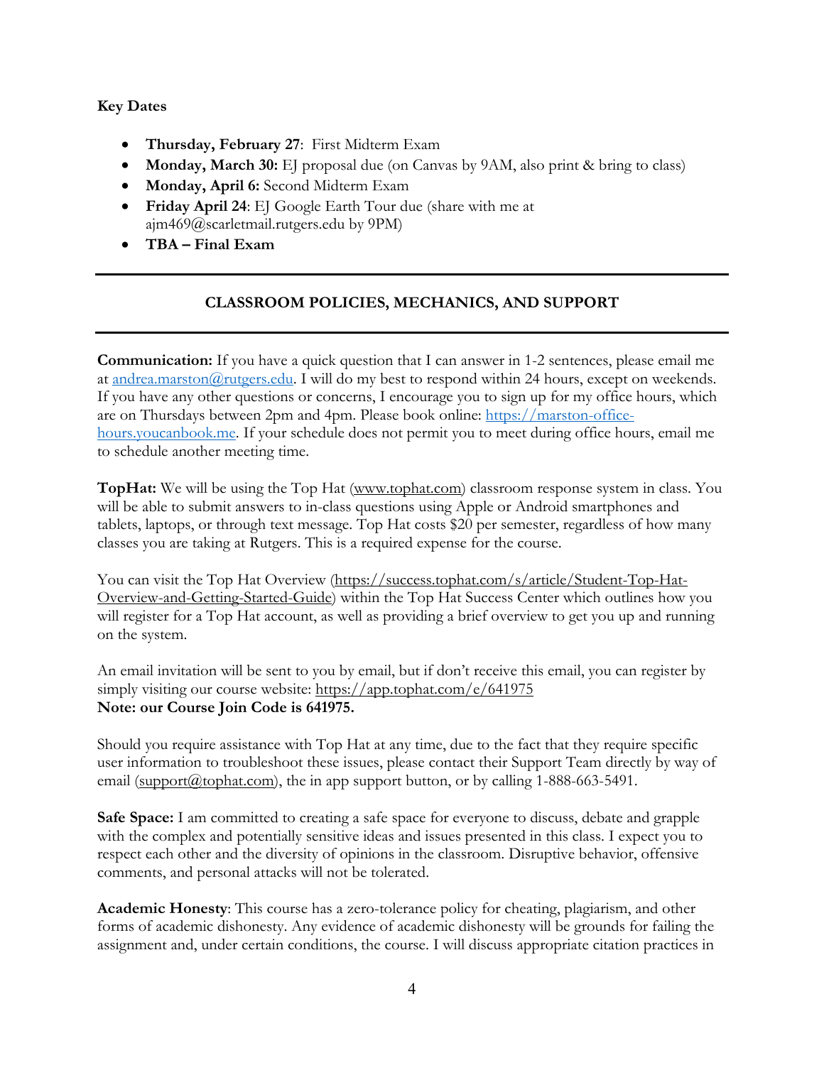**Key Dates**

- **Thursday, February 27**: First Midterm Exam
- **Monday, March 30:** EJ proposal due (on Canvas by 9AM, also print & bring to class)
- **Monday, April 6:** Second Midterm Exam
- **Friday April 24**: EJ Google Earth Tour due (share with me at ajm469@scarletmail.rutgers.edu by 9PM)
- **TBA – Final Exam**

---

## CLASSROOM POLICIES, MECHANICS, AND SUPPORT

---

**Communication:** If you have a quick question that I can answer in 1-2 sentences, please email me at andrea.marston@rutgers.edu. I will do my best to respond within 24 hours, except on weekends. If you have any other questions or concerns, I encourage you to sign up for my office hours, which are on Thursdays between 2pm and 4pm. Please book online: https://marston-office-hours.youcanbook.me. If your schedule does not permit you to meet during office hours, email me to schedule another meeting time.

**TopHat:** We will be using the Top Hat (www.tophat.com) classroom response system in class. You will be able to submit answers to in-class questions using Apple or Android smartphones and tablets, laptops, or through text message. Top Hat costs $20 per semester, regardless of how many classes you are taking at Rutgers. This is a required expense for the course.

You can visit the Top Hat Overview (https://success.tophat.com/s/article/Student-Top-Hat-Overview-and-Getting-Started-Guide) within the Top Hat Success Center which outlines how you will register for a Top Hat account, as well as providing a brief overview to get you up and running on the system.

An email invitation will be sent to you by email, but if don't receive this email, you can register by simply visiting our course website: https://app.tophat.com/e/641975
**Note: our Course Join Code is 641975.**

Should you require assistance with Top Hat at any time, due to the fact that they require specific user information to troubleshoot these issues, please contact their Support Team directly by way of email (support@tophat.com), the in app support button, or by calling 1-888-663-5491.

**Safe Space:** I am committed to creating a safe space for everyone to discuss, debate and grapple with the complex and potentially sensitive ideas and issues presented in this class. I expect you to respect each other and the diversity of opinions in the classroom. Disruptive behavior, offensive comments, and personal attacks will not be tolerated.

**Academic Honesty**: This course has a zero-tolerance policy for cheating, plagiarism, and other forms of academic dishonesty. Any evidence of academic dishonesty will be grounds for failing the assignment and, under certain conditions, the course. I will discuss appropriate citation practices in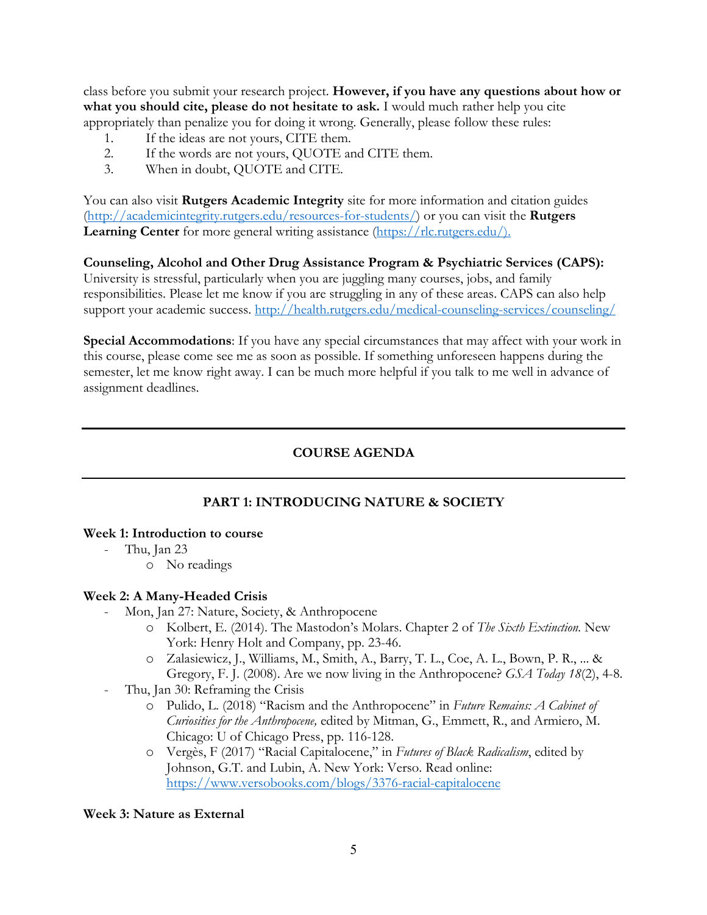class before you submit your research project. **However, if you have any questions about how or what you should cite, please do not hesitate to ask.** I would much rather help you cite appropriately than penalize you for doing it wrong. Generally, please follow these rules:

1. If the ideas are not yours, CITE them.
2. If the words are not yours, QUOTE and CITE them.
3. When in doubt, QUOTE and CITE.

You can also visit **Rutgers Academic Integrity** site for more information and citation guides (http://academicintegrity.rutgers.edu/resources-for-students/) or you can visit the **Rutgers Learning Center** for more general writing assistance (https://rlc.rutgers.edu/).

**Counseling, Alcohol and Other Drug Assistance Program & Psychiatric Services (CAPS):** University is stressful, particularly when you are juggling many courses, jobs, and family responsibilities. Please let me know if you are struggling in any of these areas. CAPS can also help support your academic success. http://health.rutgers.edu/medical-counseling-services/counseling/

**Special Accommodations**: If you have any special circumstances that may affect with your work in this course, please come see me as soon as possible. If something unforeseen happens during the semester, let me know right away. I can be much more helpful if you talk to me well in advance of assignment deadlines.

---

## COURSE AGENDA

---

### PART 1: INTRODUCING NATURE & SOCIETY

**Week 1: Introduction to course**

- Thu, Jan 23
  - No readings

**Week 2: A Many-Headed Crisis**

- Mon, Jan 27: Nature, Society, & Anthropocene
  - Kolbert, E. (2014). The Mastodon's Molars. Chapter 2 of *The Sixth Extinction.* New York: Henry Holt and Company, pp. 23-46.
  - Zalasiewicz, J., Williams, M., Smith, A., Barry, T. L., Coe, A. L., Bown, P. R., ... & Gregory, F. J. (2008). Are we now living in the Anthropocene? *GSA Today 18*(2), 4-8.
- Thu, Jan 30: Reframing the Crisis
  - Pulido, L. (2018) "Racism and the Anthropocene" in *Future Remains: A Cabinet of Curiosities for the Anthropocene,* edited by Mitman, G., Emmett, R., and Armiero, M. Chicago: U of Chicago Press, pp. 116-128.
  - Vergès, F (2017) "Racial Capitalocene," in *Futures of Black Radicalism*, edited by Johnson, G.T. and Lubin, A. New York: Verso. Read online: https://www.versobooks.com/blogs/3376-racial-capitalocene

**Week 3: Nature as External**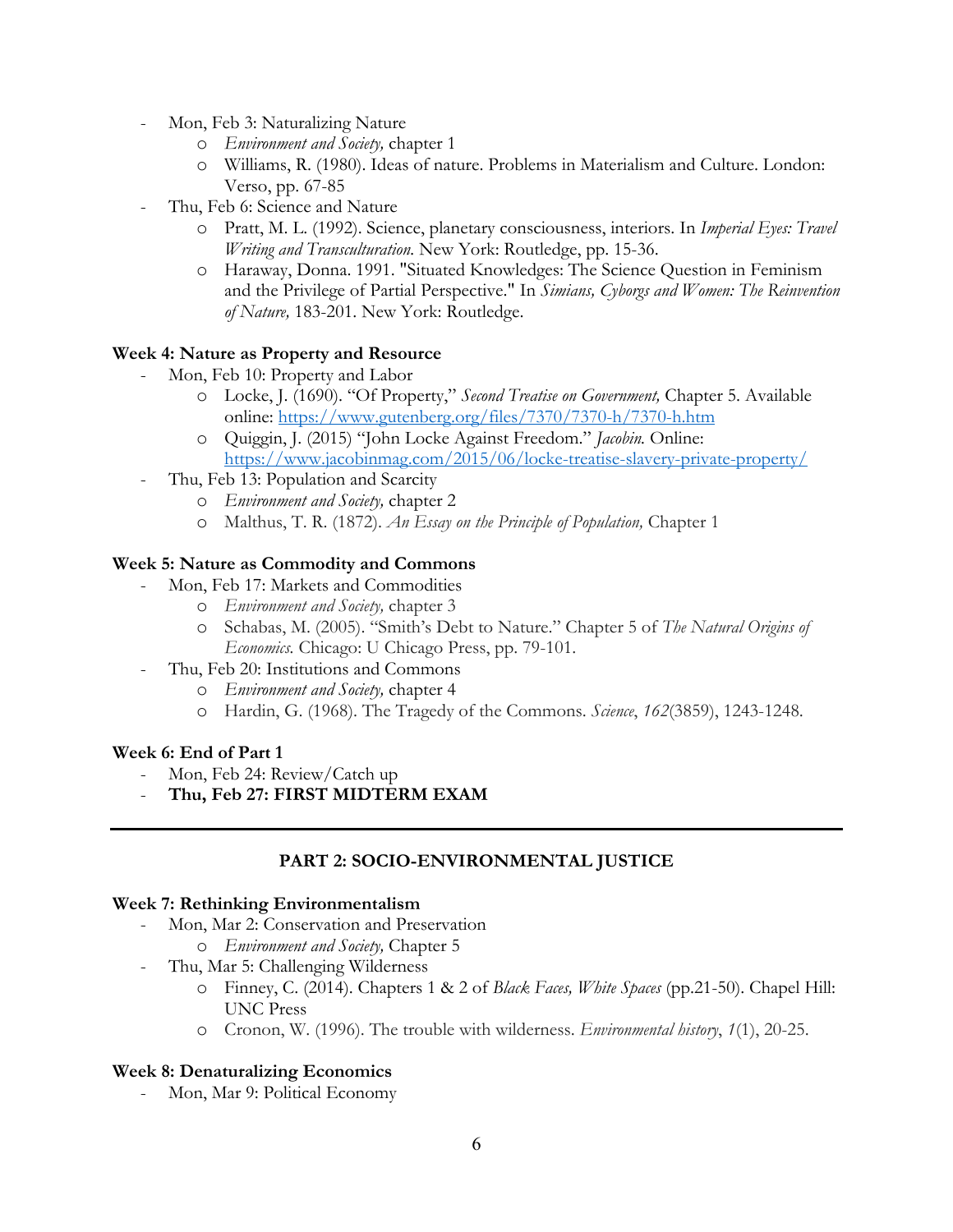- Mon, Feb 3: Naturalizing Nature
    - *Environment and Society,* chapter 1
    - Williams, R. (1980). Ideas of nature. Problems in Materialism and Culture. London: Verso, pp. 67-85
- Thu, Feb 6: Science and Nature
    - Pratt, M. L. (1992). Science, planetary consciousness, interiors. In *Imperial Eyes: Travel Writing and Transculturation.* New York: Routledge, pp. 15-36.
    - Haraway, Donna. 1991. "Situated Knowledges: The Science Question in Feminism and the Privilege of Partial Perspective." In *Simians, Cyborgs and Women: The Reinvention of Nature,* 183-201. New York: Routledge.

**Week 4: Nature as Property and Resource**

- Mon, Feb 10: Property and Labor
    - Locke, J. (1690). "Of Property," *Second Treatise on Government,* Chapter 5. Available online: https://www.gutenberg.org/files/7370/7370-h/7370-h.htm
    - Quiggin, J. (2015) "John Locke Against Freedom." *Jacobin.* Online: https://www.jacobinmag.com/2015/06/locke-treatise-slavery-private-property/
- Thu, Feb 13: Population and Scarcity
    - *Environment and Society,* chapter 2
    - Malthus, T. R. (1872). *An Essay on the Principle of Population,* Chapter 1

**Week 5: Nature as Commodity and Commons**

- Mon, Feb 17: Markets and Commodities
    - *Environment and Society,* chapter 3
    - Schabas, M. (2005). "Smith's Debt to Nature." Chapter 5 of *The Natural Origins of Economics.* Chicago: U Chicago Press, pp. 79-101.
- Thu, Feb 20: Institutions and Commons
    - *Environment and Society,* chapter 4
    - Hardin, G. (1968). The Tragedy of the Commons. *Science*, *162*(3859), 1243-1248.

**Week 6: End of Part 1**

- Mon, Feb 24: Review/Catch up
- **Thu, Feb 27: FIRST MIDTERM EXAM**

---

**PART 2: SOCIO-ENVIRONMENTAL JUSTICE**

**Week 7: Rethinking Environmentalism**

- Mon, Mar 2: Conservation and Preservation
    - *Environment and Society,* Chapter 5
- Thu, Mar 5: Challenging Wilderness
    - Finney, C. (2014). Chapters 1 & 2 of *Black Faces, White Spaces* (pp.21-50). Chapel Hill: UNC Press
    - Cronon, W. (1996). The trouble with wilderness. *Environmental history*, *1*(1), 20-25.

**Week 8: Denaturalizing Economics**

- Mon, Mar 9: Political Economy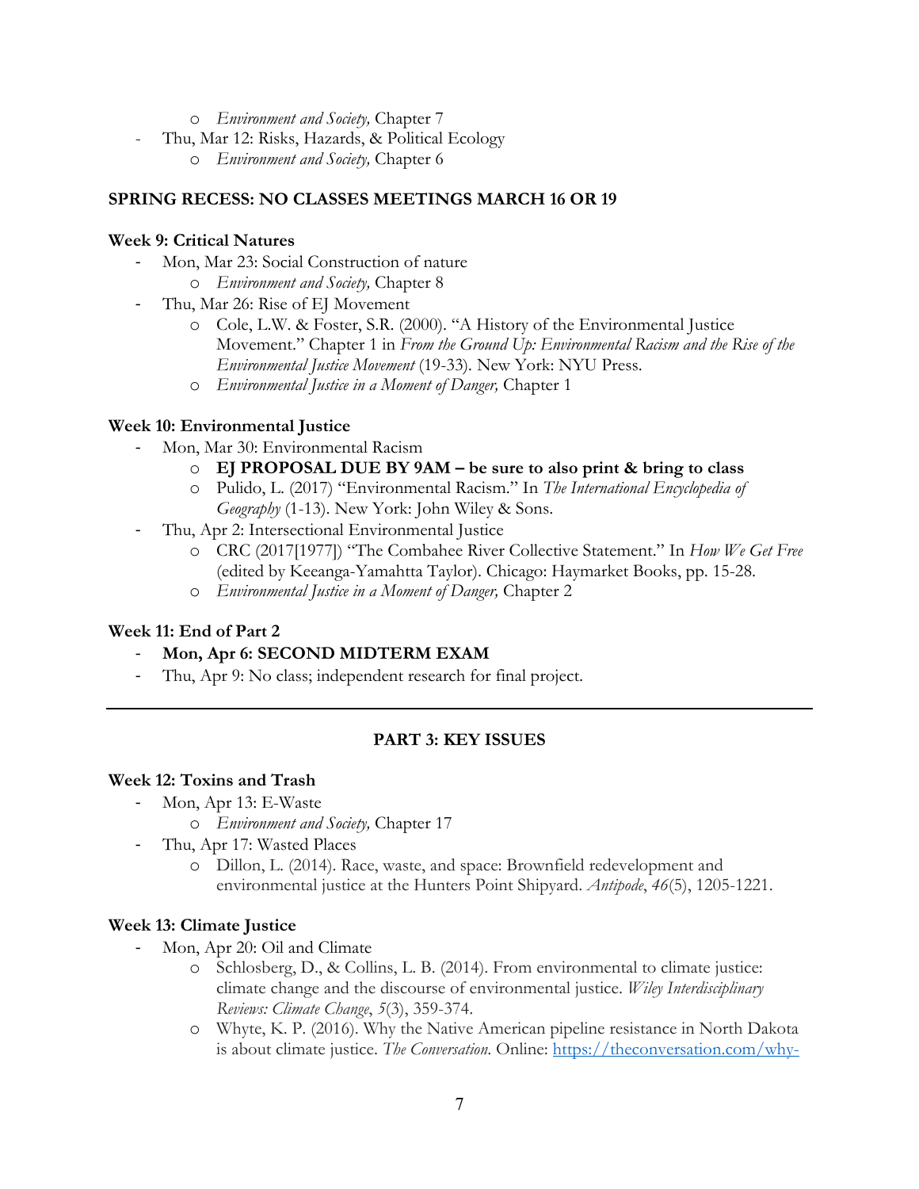- *Environment and Society,* Chapter 7
- Thu, Mar 12: Risks, Hazards, & Political Ecology
  - *Environment and Society,* Chapter 6

**SPRING RECESS: NO CLASSES MEETINGS MARCH 16 OR 19**

**Week 9: Critical Natures**

- Mon, Mar 23: Social Construction of nature
  - *Environment and Society,* Chapter 8
- Thu, Mar 26: Rise of EJ Movement
  - Cole, L.W. & Foster, S.R. (2000). "A History of the Environmental Justice Movement." Chapter 1 in *From the Ground Up: Environmental Racism and the Rise of the Environmental Justice Movement* (19-33). New York: NYU Press.
  - *Environmental Justice in a Moment of Danger,* Chapter 1

**Week 10: Environmental Justice**

- Mon, Mar 30: Environmental Racism
  - **EJ PROPOSAL DUE BY 9AM – be sure to also print & bring to class**
  - Pulido, L. (2017) "Environmental Racism." In *The International Encyclopedia of Geography* (1-13). New York: John Wiley & Sons.
- Thu, Apr 2: Intersectional Environmental Justice
  - CRC (2017[1977]) "The Combahee River Collective Statement." In *How We Get Free* (edited by Keeanga-Yamahtta Taylor). Chicago: Haymarket Books, pp. 15-28.
  - *Environmental Justice in a Moment of Danger,* Chapter 2

**Week 11: End of Part 2**

- **Mon, Apr 6: SECOND MIDTERM EXAM**
- Thu, Apr 9: No class; independent research for final project.

---

**PART 3: KEY ISSUES**

**Week 12: Toxins and Trash**

- Mon, Apr 13: E-Waste
  - *Environment and Society,* Chapter 17
- Thu, Apr 17: Wasted Places
  - Dillon, L. (2014). Race, waste, and space: Brownfield redevelopment and environmental justice at the Hunters Point Shipyard. *Antipode*, *46*(5), 1205-1221.

**Week 13: Climate Justice**

- Mon, Apr 20: Oil and Climate
  - Schlosberg, D., & Collins, L. B. (2014). From environmental to climate justice: climate change and the discourse of environmental justice. *Wiley Interdisciplinary Reviews: Climate Change*, *5*(3), 359-374.
  - Whyte, K. P. (2016). Why the Native American pipeline resistance in North Dakota is about climate justice. *The Conversation.* Online: https://theconversation.com/why-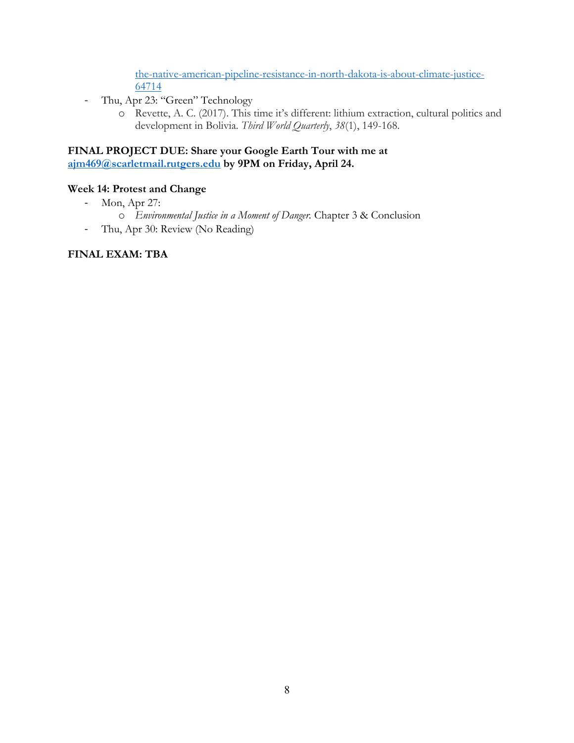the-native-american-pipeline-resistance-in-north-dakota-is-about-climate-justice-64714

- Thu, Apr 23: "Green" Technology
  - Revette, A. C. (2017). This time it's different: lithium extraction, cultural politics and development in Bolivia. *Third World Quarterly*, *38*(1), 149-168.

**FINAL PROJECT DUE: Share your Google Earth Tour with me at ajm469@scarletmail.rutgers.edu by 9PM on Friday, April 24.**

**Week 14: Protest and Change**

- Mon, Apr 27:
  - *Environmental Justice in a Moment of Danger*. Chapter 3 & Conclusion
- Thu, Apr 30: Review (No Reading)

**FINAL EXAM: TBA**